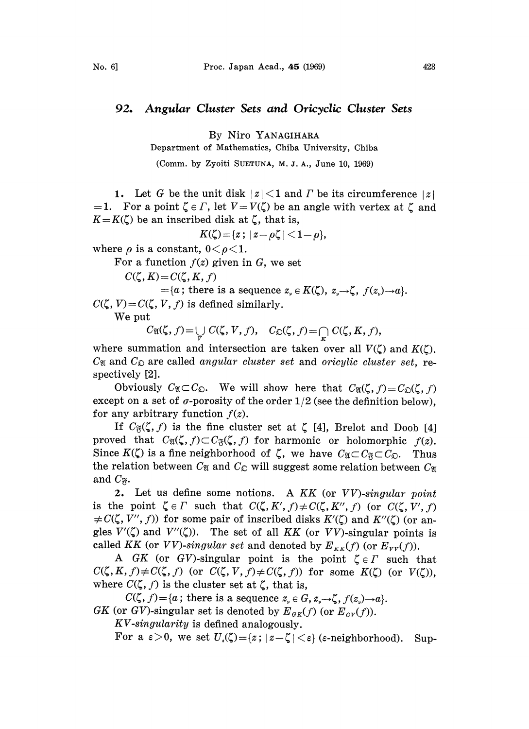# 92. Angular Cluster Sets and Oricyclic Cluster Sets

By Niro YANAGIHARA

Department of Mathematics, Chiba University, Chiba

(Comm. by Zyoiti SUETUNA, M. J. A., June 10, 1969)

**1.** Let $G$ be the unit disk $|z|<1$ and $\Gamma$ be its circumference $|z|=1$. For a point $\zeta \in \Gamma$, let $V=V(\zeta)$ be an angle with vertex at $\zeta$ and $K=K(\zeta)$ be an inscribed disk at $\zeta$, that is,

$$K(\zeta)=\{z;\ |z-\rho\zeta|<1-\rho\},$$

where $\rho$ is a constant, $0<\rho<1$.

For a function $f(z)$ given in $G$, we set

$$C(\zeta, K)=C(\zeta, K, f)$$
$$=\{a;\ \text{there is a sequence } z_\nu \in K(\zeta),\ z_\nu \to \zeta,\ f(z_\nu)\to a\}.$$

$C(\zeta, V)=C(\zeta, V, f)$ is defined similarly.

We put

$$C_{\mathfrak{A}}(\zeta, f)=\bigcup_{V} C(\zeta, V, f), \quad C_{\mathfrak{O}}(\zeta, f)=\bigcap_{K} C(\zeta, K, f),$$

where summation and intersection are taken over all $V(\zeta)$ and $K(\zeta)$. $C_{\mathfrak{A}}$ and $C_{\mathfrak{O}}$ are called *angular cluster set* and *oricylic cluster set*, respectively [2].

Obviously $C_{\mathfrak{A}}\subset C_{\mathfrak{O}}$. We will show here that $C_{\mathfrak{A}}(\zeta, f)=C_{\mathfrak{O}}(\zeta, f)$ except on a set of $\sigma$-porosity of the order $1/2$ (see the definition below), for any arbitrary function $f(z)$.

If $C_{\mathfrak{F}}(\zeta, f)$ is the fine cluster set at $\zeta$ [4], Brelot and Doob [4] proved that $C_{\mathfrak{A}}(\zeta, f)\subset C_{\mathfrak{F}}(\zeta, f)$ for harmonic or holomorphic $f(z)$. Since $K(\zeta)$ is a fine neighborhood of $\zeta$, we have $C_{\mathfrak{A}}\subset C_{\mathfrak{F}}\subset C_{\mathfrak{O}}$. Thus the relation between $C_{\mathfrak{A}}$ and $C_{\mathfrak{O}}$ will suggest some relation between $C_{\mathfrak{A}}$ and $C_{\mathfrak{F}}$.

**2.** Let us define some notions. A *KK* (or *VV*)*-singular point* is the point $\zeta \in \Gamma$ such that $C(\zeta, K', f)\neq C(\zeta, K'', f)$ (or $C(\zeta, V', f)\neq C(\zeta, V'', f)$) for some pair of inscribed disks $K'(\zeta)$ and $K''(\zeta)$ (or angles $V'(\zeta)$ and $V''(\zeta)$). The set of all *KK* (or *VV*)-singular points is called *KK* (or *VV*)*-singular set* and denoted by $E_{KK}(f)$ (or $E_{VV}(f)$).

A *GK* (or *GV*)-singular point is the point $\zeta \in \Gamma$ such that $C(\zeta, K, f)\neq C(\zeta, f)$ (or $C(\zeta, V, f)\neq C(\zeta, f)$) for some $K(\zeta)$ (or $V(\zeta)$), where $C(\zeta, f)$ is the cluster set at $\zeta$, that is,

$$C(\zeta, f)=\{a;\ \text{there is a sequence } z_\nu \in G,\ z_\nu\to\zeta,\ f(z_\nu)\to a\}.$$

*GK* (or *GV*)-singular set is denoted by $E_{GK}(f)$ (or $E_{GV}(f)$).

*KV-singularity* is defined analogously.

For a $\varepsilon>0$, we set $U_\varepsilon(\zeta)=\{z;\ |z-\zeta|<\varepsilon\}$ ($\varepsilon$-neighborhood). Sup-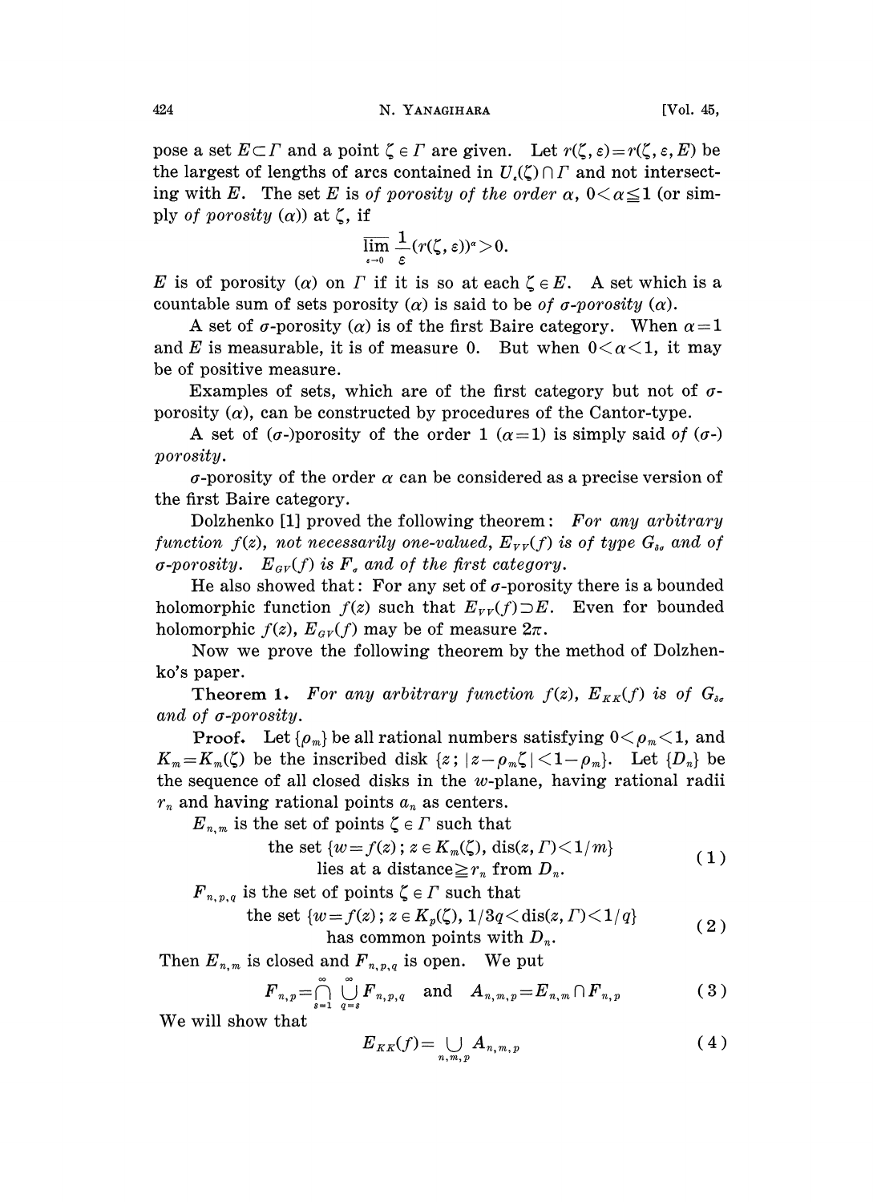pose a set $E \subset \Gamma$ and a point $\zeta \in \Gamma$ are given. Let $r(\zeta, \varepsilon) = r(\zeta, \varepsilon, E)$ be the largest of lengths of arcs contained in $U_\varepsilon(\zeta) \cap \Gamma$ and not intersecting with $E$. The set $E$ is *of porosity of the order* $\alpha$, $0 < \alpha \leq 1$ (or simply *of porosity* $(\alpha)$) at $\zeta$, if

$$\overline{\lim_{\varepsilon \to 0}} \frac{1}{\varepsilon}(r(\zeta, \varepsilon))^\alpha > 0.$$

$E$ is of porosity $(\alpha)$ on $\Gamma$ if it is so at each $\zeta \in E$. A set which is a countable sum of sets porosity $(\alpha)$ is said to be *of $\sigma$-porosity* $(\alpha)$.

A set of $\sigma$-porosity $(\alpha)$ is of the first Baire category. When $\alpha = 1$ and $E$ is measurable, it is of measure 0. But when $0 < \alpha < 1$, it may be of positive measure.

Examples of sets, which are of the first category but not of $\sigma$-porosity $(\alpha)$, can be constructed by procedures of the Cantor-type.

A set of ($\sigma$-)porosity of the order 1 ($\alpha = 1$) is simply said *of ($\sigma$-) porosity*.

$\sigma$-porosity of the order $\alpha$ can be considered as a precise version of the first Baire category.

Dolzhenko [1] proved the following theorem: *For any arbitrary function $f(z)$, not necessarily one-valued, $E_{VV}(f)$ is of type $G_{\delta\sigma}$ and of $\sigma$-porosity. $E_{GV}(f)$ is $F_\sigma$ and of the first category.*

He also showed that: For any set of $\sigma$-porosity there is a bounded holomorphic function $f(z)$ such that $E_{VV}(f) \supset E$. Even for bounded holomorphic $f(z)$, $E_{GV}(f)$ may be of measure $2\pi$.

Now we prove the following theorem by the method of Dolzhenko's paper.

**Theorem 1.** *For any arbitrary function $f(z)$, $E_{KK}(f)$ is of $G_{\delta\sigma}$ and of $\sigma$-porosity.*

**Proof.** Let $\{\rho_m\}$ be all rational numbers satisfying $0 < \rho_m < 1$, and $K_m = K_m(\zeta)$ be the inscribed disk $\{z ; |z - \rho_m \zeta| < 1 - \rho_m\}$. Let $\{D_n\}$ be the sequence of all closed disks in the $w$-plane, having rational radii $r_n$ and having rational points $a_n$ as centers.

$E_{n,m}$ is the set of points $\zeta \in \Gamma$ such that

$$\begin{gathered}\text{the set } \{w = f(z) ; z \in K_m(\zeta), \operatorname{dis}(z, \Gamma) < 1/m\} \\ \text{lies at a distance} \geq r_n \text{ from } D_n.\end{gathered} \tag{1}$$

$F_{n,p,q}$ is the set of points $\zeta \in \Gamma$ such that

$$\begin{gathered}\text{the set } \{w = f(z) ; z \in K_p(\zeta), 1/3q < \operatorname{dis}(z, \Gamma) < 1/q\} \\ \text{has common points with } D_n.\end{gathered} \tag{2}$$

Then $E_{n,m}$ is closed and $F_{n,p,q}$ is open. We put

$$F_{n,p} = \bigcap_{s=1}^{\infty} \bigcup_{q=s}^{\infty} F_{n,p,q} \quad \text{and} \quad A_{n,m,p} = E_{n,m} \cap F_{n,p} \tag{3}$$

We will show that

$$E_{KK}(f) = \bigcup_{n,m,p} A_{n,m,p} \tag{4}$$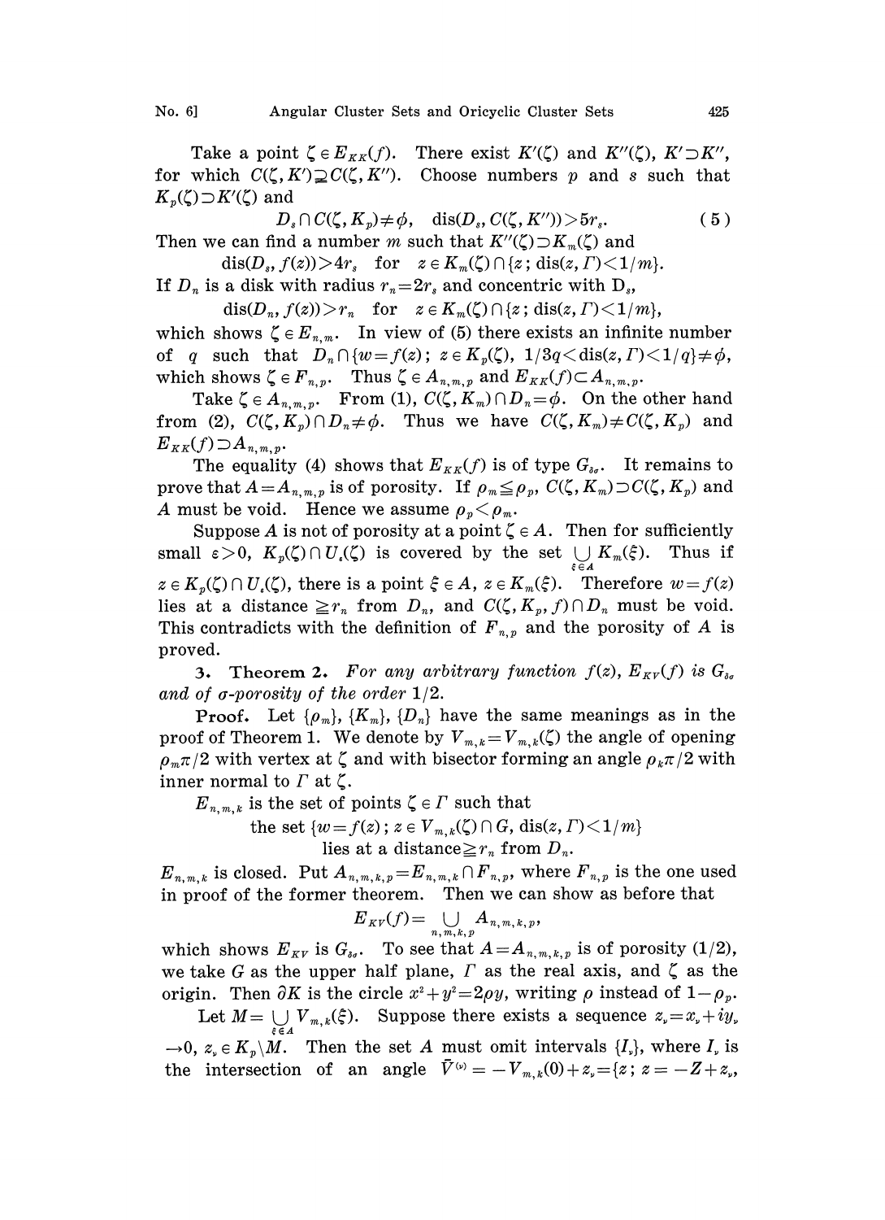Take a point $\zeta \in E_{KK}(f)$. There exist $K'(\zeta)$ and $K''(\zeta)$, $K' \supset K''$, for which $C(\zeta, K') \supsetneq C(\zeta, K'')$. Choose numbers $p$ and $s$ such that $K_p(\zeta) \supset K'(\zeta)$ and

$$D_s \cap C(\zeta, K_p) \neq \phi, \quad \operatorname{dis}(D_s, C(\zeta, K'')) > 5r_s. \tag{5}$$

Then we can find a number $m$ such that $K''(\zeta) \supset K_m(\zeta)$ and

$$\operatorname{dis}(D_s, f(z)) > 4r_s \quad \text{for} \quad z \in K_m(\zeta) \cap \{z\,;\, \operatorname{dis}(z, \Gamma) < 1/m\}.$$

If $D_n$ is a disk with radius $r_n = 2r_s$ and concentric with $D_s$,

$$\operatorname{dis}(D_n, f(z)) > r_n \quad \text{for} \quad z \in K_m(\zeta) \cap \{z\,;\, \operatorname{dis}(z, \Gamma) < 1/m\},$$

which shows $\zeta \in E_{n,m}$. In view of (5) there exists an infinite number of $q$ such that $D_n \cap \{w = f(z)\,;\, z \in K_p(\zeta),\ 1/3q < \operatorname{dis}(z, \Gamma) < 1/q\} \neq \phi$, which shows $\zeta \in F_{n,p}$. Thus $\zeta \in A_{n,m,p}$ and $E_{KK}(f) \subset A_{n,m,p}$.

Take $\zeta \in A_{n,m,p}$. From (1), $C(\zeta, K_m) \cap D_n = \phi$. On the other hand from (2), $C(\zeta, K_p) \cap D_n \neq \phi$. Thus we have $C(\zeta, K_m) \neq C(\zeta, K_p)$ and $E_{KK}(f) \supset A_{n,m,p}$.

The equality (4) shows that $E_{KK}(f)$ is of type $G_{\delta\sigma}$. It remains to prove that $A = A_{n,m,p}$ is of porosity. If $\rho_m \leqq \rho_p$, $C(\zeta, K_m) \supset C(\zeta, K_p)$ and $A$ must be void. Hence we assume $\rho_p < \rho_m$.

Suppose $A$ is not of porosity at a point $\zeta \in A$. Then for sufficiently small $\varepsilon > 0$, $K_p(\zeta) \cap U_\varepsilon(\zeta)$ is covered by the set $\bigcup_{\xi \in A} K_m(\xi)$. Thus if $z \in K_p(\zeta) \cap U_\varepsilon(\zeta)$, there is a point $\xi \in A$, $z \in K_m(\xi)$. Therefore $w = f(z)$ lies at a distance $\geqq r_n$ from $D_n$, and $C(\zeta, K_p, f) \cap D_n$ must be void. This contradicts with the definition of $F_{n,p}$ and the porosity of $A$ is proved.

**3. Theorem 2.** *For any arbitrary function $f(z)$, $E_{KV}(f)$ is $G_{\delta\sigma}$ and of $\sigma$-porosity of the order $1/2$.*

**Proof.** Let $\{\rho_m\}$, $\{K_m\}$, $\{D_n\}$ have the same meanings as in the proof of Theorem 1. We denote by $V_{m,k} = V_{m,k}(\zeta)$ the angle of opening $\rho_m \pi/2$ with vertex at $\zeta$ and with bisector forming an angle $\rho_k \pi/2$ with inner normal to $\Gamma$ at $\zeta$.

$E_{n,m,k}$ is the set of points $\zeta \in \Gamma$ such that

$$\text{the set } \{w = f(z)\,;\, z \in V_{m,k}(\zeta) \cap G,\ \operatorname{dis}(z, \Gamma) < 1/m\}$$
$$\text{lies at a distance} \geqq r_n \text{ from } D_n.$$

$E_{n,m,k}$ is closed. Put $A_{n,m,k,p} = E_{n,m,k} \cap F_{n,p}$, where $F_{n,p}$ is the one used in proof of the former theorem. Then we can show as before that

$$E_{KV}(f) = \bigcup_{n,m,k,p} A_{n,m,k,p},$$

which shows $E_{KV}$ is $G_{\delta\sigma}$. To see that $A = A_{n,m,k,p}$ is of porosity $(1/2)$, we take $G$ as the upper half plane, $\Gamma$ as the real axis, and $\zeta$ as the origin. Then $\partial K$ is the circle $x^2 + y^2 = 2\rho y$, writing $\rho$ instead of $1 - \rho_p$.

Let $M = \bigcup_{\xi \in A} V_{m,k}(\xi)$. Suppose there exists a sequence $z_\nu = x_\nu + iy_\nu \to 0$, $z_\nu \in K_p \backslash M$. Then the set $A$ must omit intervals $\{I_\nu\}$, where $I_\nu$ is the intersection of an angle $\bar{V}^{(\nu)} = -V_{m,k}(0) + z_\nu = \{z\,;\, z = -Z + z_\nu,$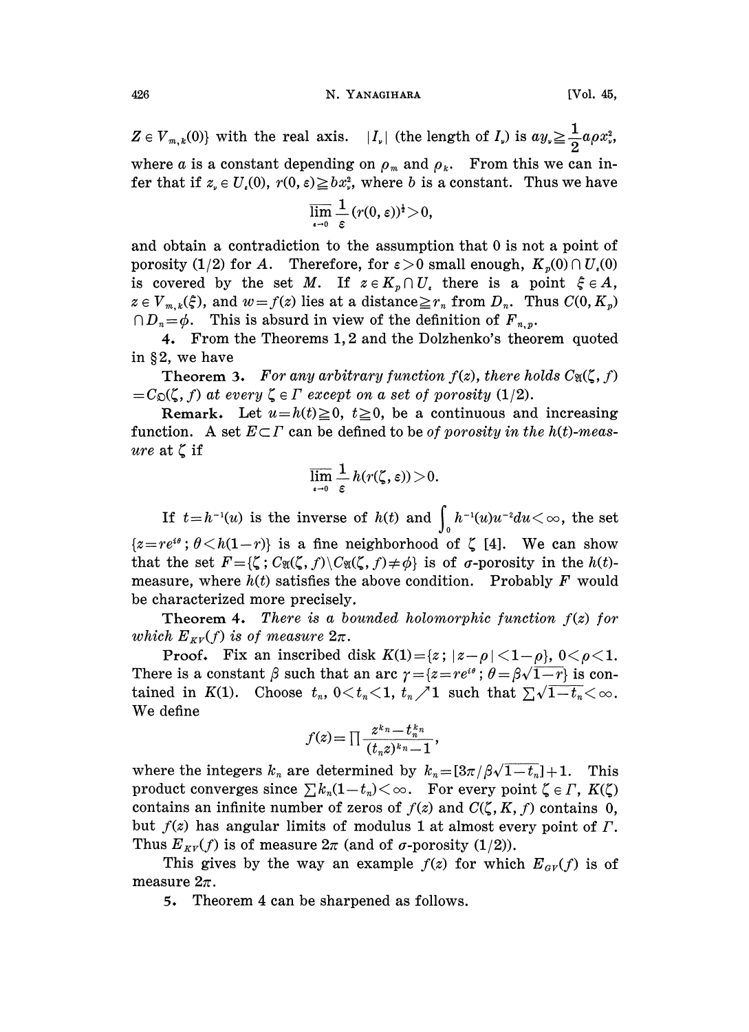$Z \in V_{m,k}(0)\}$ with the real axis. $|I_\nu|$ (the length of $I_\nu$) is $ay_\nu \geqq \frac{1}{2} a\rho x_\nu^2$, where $a$ is a constant depending on $\rho_m$ and $\rho_k$. From this we can infer that if $z_\nu \in U_\varepsilon(0)$, $r(0, \varepsilon) \geqq bx_\nu^2$, where $b$ is a constant. Thus we have

$$\overline{\lim_{\varepsilon \to 0}} \frac{1}{\varepsilon} (r(0, \varepsilon))^{\frac{1}{2}} > 0,$$

and obtain a contradiction to the assumption that 0 is not a point of porosity (1/2) for $A$. Therefore, for $\varepsilon > 0$ small enough, $K_p(0) \cap U_\varepsilon(0)$ is covered by the set $M$. If $z \in K_p \cap U_\varepsilon$ there is a point $\xi \in A$, $z \in V_{m,k}(\xi)$, and $w = f(z)$ lies at a distance $\geqq r_n$ from $D_n$. Thus $C(0, K_p) \cap D_n = \phi$. This is absurd in view of the definition of $F_{n,p}$.

**4.** From the Theorems 1, 2 and the Dolzhenko's theorem quoted in §2, we have

**Theorem 3.** *For any arbitrary function $f(z)$, there holds $C_{\mathfrak{A}}(\zeta, f) = C_{\mathfrak{D}}(\zeta, f)$ at every $\zeta \in \Gamma$ except on a set of porosity (1/2).*

**Remark.** Let $u = h(t) \geqq 0$, $t \geqq 0$, be a continuous and increasing function. A set $E \subset \Gamma$ can be defined to be *of porosity in the $h(t)$-measure* at $\zeta$ if

$$\overline{\lim_{\varepsilon \to 0}} \frac{1}{\varepsilon} h(r(\zeta, \varepsilon)) > 0.$$

If $t = h^{-1}(u)$ is the inverse of $h(t)$ and $\int_0 h^{-1}(u) u^{-2} du < \infty$, the set $\{z = re^{i\theta}; \theta < h(1-r)\}$ is a fine neighborhood of $\zeta$ [4]. We can show that the set $F = \{\zeta; C_{\mathfrak{A}}(\zeta, f) \setminus C_{\mathfrak{A}}(\zeta, f) \neq \phi\}$ is of $\sigma$-porosity in the $h(t)$-measure, where $h(t)$ satisfies the above condition. Probably $F$ would be characterized more precisely.

**Theorem 4.** *There is a bounded holomorphic function $f(z)$ for which $E_{KV}(f)$ is of measure $2\pi$.*

**Proof.** Fix an inscribed disk $K(1) = \{z; |z - \rho| < 1 - \rho\}$, $0 < \rho < 1$. There is a constant $\beta$ such that an arc $\gamma = \{z = re^{i\theta}; \theta = \beta\sqrt{1-r}\}$ is contained in $K(1)$. Choose $t_n$, $0 < t_n < 1$, $t_n \nearrow 1$ such that $\sum \sqrt{1-t_n} < \infty$. We define

$$f(z) = \prod \frac{z^{k_n} - t_n^{k_n}}{(t_n z)^{k_n} - 1},$$

where the integers $k_n$ are determined by $k_n = [3\pi/\beta\sqrt{1-t_n}] + 1$. This product converges since $\sum k_n(1-t_n) < \infty$. For every point $\zeta \in \Gamma$, $K(\zeta)$ contains an infinite number of zeros of $f(z)$ and $C(\zeta, K, f)$ contains 0, but $f(z)$ has angular limits of modulus 1 at almost every point of $\Gamma$. Thus $E_{KV}(f)$ is of measure $2\pi$ (and of $\sigma$-porosity (1/2)).

This gives by the way an example $f(z)$ for which $E_{GV}(f)$ is of measure $2\pi$.

**5.** Theorem 4 can be sharpened as follows.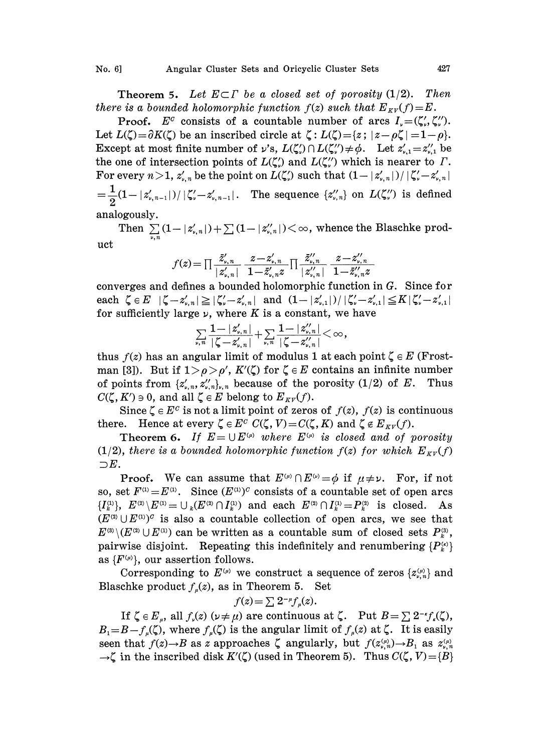**Theorem 5.** *Let $E \subset \Gamma$ be a closed set of porosity $(1/2)$. Then there is a bounded holomorphic function $f(z)$ such that $E_{KV}(f) = E$.*

**Proof.** $E^c$ consists of a countable number of arcs $I_\nu = (\zeta'_\nu, \zeta''_\nu)$. Let $L(\zeta) = \partial K(\zeta)$ be an inscribed circle at $\zeta$: $L(\zeta) = \{z ; |z - \rho\zeta| = 1 - \rho\}$. Except at most finite number of $\nu$'s, $L(\zeta'_\nu) \cap L(\zeta''_\nu) \neq \phi$. Let $z'_{\nu,1} = z''_{\nu,1}$ be the one of intersection points of $L(\zeta'_\nu)$ and $L(\zeta''_\nu)$ which is nearer to $\Gamma$. For every $n > 1$, $z'_{\nu,n}$ be the point on $L(\zeta'_\nu)$ such that $(1 - |z'_{\nu,n}|)/|\zeta'_\nu - z'_{\nu,n}| = \frac{1}{2}(1 - |z'_{\nu,n-1}|)/|\zeta'_\nu - z'_{\nu,n-1}|$. The sequence $\{z''_{\nu,n}\}$ on $L(\zeta''_\nu)$ is defined analogously.

Then $\sum_{\nu,n}(1 - |z'_{\nu,n}|) + \sum(1 - |z''_{\nu,n}|) < \infty$, whence the Blaschke product

$$f(z) = \prod \frac{\bar{z}'_{\nu,n}}{|z'_{\nu,n}|} \frac{z - z'_{\nu,n}}{1 - \bar{z}'_{\nu,n} z} \prod \frac{\bar{z}''_{\nu,n}}{|z''_{\nu,n}|} \frac{z - z''_{\nu,n}}{1 - \bar{z}''_{\nu,n} z}$$

converges and defines a bounded holomorphic function in $G$. Since for each $\zeta \in E$ $|\zeta - z'_{\nu,n}| \geqq |\zeta'_\nu - z'_{\nu,n}|$ and $(1 - |z'_{\nu,1}|)/|\zeta'_\nu - z'_{\nu,1}| \leqq K|\zeta'_\nu - z'_{\nu,1}|$ for sufficiently large $\nu$, where $K$ is a constant, we have

$$\sum_{\nu,n} \frac{1 - |z'_{\nu,n}|}{|\zeta - z'_{\nu,n}|} + \sum_{\nu,n} \frac{1 - |z''_{\nu,n}|}{|\zeta - z''_{\nu,n}|} < \infty,$$

thus $f(z)$ has an angular limit of modulus 1 at each point $\zeta \in E$ (Frostman [3]). But if $1 > \rho > \rho'$, $K'(\zeta)$ for $\zeta \in E$ contains an infinite number of points from $\{z'_{\nu,n}, z''_{\nu,n}\}_{\nu,n}$ because of the porosity $(1/2)$ of $E$. Thus $C(\zeta, K') \ni 0$, and all $\zeta \in E$ belong to $E_{KV}(f)$.

Since $\zeta \in E^c$ is not a limit point of zeros of $f(z)$, $f(z)$ is continuous there. Hence at every $\zeta \in E^c$ $C(\zeta, V) = C(\zeta, K)$ and $\zeta \notin E_{KV}(f)$.

**Theorem 6.** *If $E = \cup E^{(\mu)}$ where $E^{(\mu)}$ is closed and of porosity $(1/2)$, there is a bounded holomorphic function $f(z)$ for which $E_{KV}(f) \supset E$.*

**Proof.** We can assume that $E^{(\mu)} \cap E^{(\nu)} = \phi$ if $\mu \neq \nu$. For, if not so, set $F^{(1)} = E^{(1)}$. Since $(E^{(1)})^c$ consists of a countable set of open arcs $\{I_k^{(1)}\}$, $E^{(2)} \setminus E^{(1)} = \cup_k (E^{(2)} \cap I_k^{(1)})$ and each $E^{(2)} \cap I_k^{(1)} = P_k^{(2)}$ is closed. As $(E^{(2)} \cup E^{(1)})^c$ is also a countable collection of open arcs, we see that $E^{(3)} \setminus (E^{(2)} \cup E^{(1)})$ can be written as a countable sum of closed sets $P_k^{(3)}$, pairwise disjoint. Repeating this indefinitely and renumbering $\{P_k^{(\kappa)}\}$ as $\{F^{(\mu)}\}$, our assertion follows.

Corresponding to $E^{(\mu)}$ we construct a sequence of zeros $\{z_{\nu,n}^{(\mu)}\}$ and Blaschke product $f_\mu(z)$, as in Theorem 5. Set

$$f(z) = \sum 2^{-\mu} f_\mu(z).$$

If $\zeta \in E_\mu$, all $f_\nu(z)$ $(\nu \neq \mu)$ are continuous at $\zeta$. Put $B = \sum 2^{-\kappa} f_\kappa(\zeta)$, $B_1 = B - f_\mu(\zeta)$, where $f_\mu(\zeta)$ is the angular limit of $f_\mu(z)$ at $\zeta$. It is easily seen that $f(z) \to B$ as $z$ approaches $\zeta$ angularly, but $f(z_{\nu,n}^{(\mu)}) \to B_1$ as $z_{\nu,n}^{(\mu)} \to \zeta$ in the inscribed disk $K'(\zeta)$ (used in Theorem 5). Thus $C(\zeta, V) = \{B\}$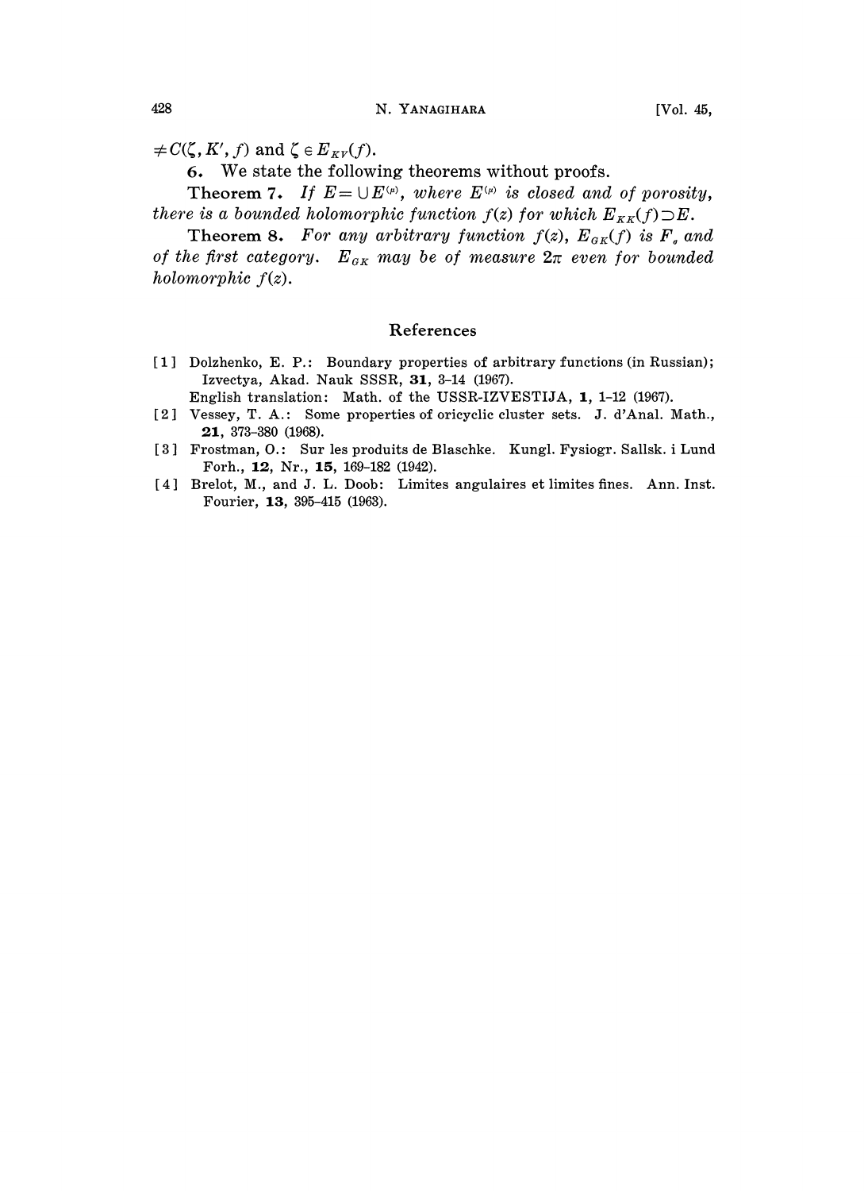$\neq C(\zeta, K', f)$ and $\zeta \in E_{KV}(f)$.

**6.** We state the following theorems without proofs.

**Theorem 7.** *If $E = \cup E^{(p)}$, where $E^{(p)}$ is closed and of porosity, there is a bounded holomorphic function $f(z)$ for which $E_{KK}(f) \supset E$.*

**Theorem 8.** *For any arbitrary function $f(z)$, $E_{GK}(f)$ is $F_\sigma$ and of the first category. $E_{GK}$ may be of measure $2\pi$ even for bounded holomorphic $f(z)$.*

## References

[1] Dolzhenko, E. P.: Boundary properties of arbitrary functions (in Russian); Izvectya, Akad. Nauk SSSR, **31**, 3–14 (1967).
English translation: Math. of the USSR-IZVESTIJA, **1**, 1–12 (1967).

[2] Vessey, T. A.: Some properties of oricyclic cluster sets. J. d'Anal. Math., **21**, 373–380 (1968).

[3] Frostman, O.: Sur les produits de Blaschke. Kungl. Fysiogr. Sallsk. i Lund Forh., **12**, Nr., **15**, 169–182 (1942).

[4] Brelot, M., and J. L. Doob: Limites angulaires et limites fines. Ann. Inst. Fourier, **13**, 395–415 (1963).